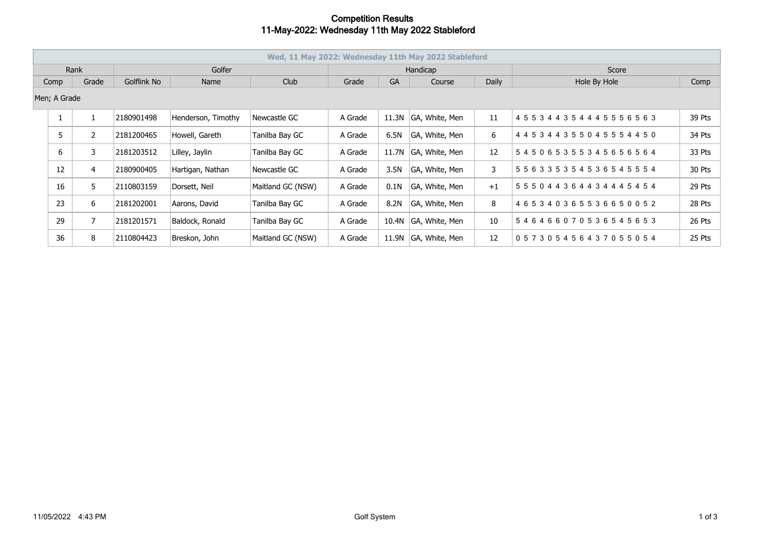# Competition Results
## 11-May-2022: Wednesday 11th May 2022 Stableford

| Wed, 11 May 2022: Wednesday 11th May 2022 Stableford | | | | | | | | | | |
|---|---|---|---|---|---|---|---|---|---|---|
| Rank | | Golfer | | | Handicap | | | | Score | |
| Comp | Grade | Golflink No | Name | Club | Grade | GA | Course | Daily | Hole By Hole | Comp |
| Men; A Grade | | | | | | | | | | |
| 1 | 1 | 2180901498 | Henderson, Timothy | Newcastle GC | A Grade | 11.3N | GA, White, Men | 11 | 4 5 5 3 4 4 3 5 4 4 4 5 5 5 6 5 6 3 | 39 Pts |
| 5 | 2 | 2181200465 | Howell, Gareth | Tanilba Bay GC | A Grade | 6.5N | GA, White, Men | 6 | 4 4 5 3 4 4 3 5 5 0 4 5 5 5 4 4 5 0 | 34 Pts |
| 6 | 3 | 2181203512 | Lilley, Jaylin | Tanilba Bay GC | A Grade | 11.7N | GA, White, Men | 12 | 5 4 5 0 6 5 3 5 5 3 4 5 6 5 6 5 6 4 | 33 Pts |
| 12 | 4 | 2180900405 | Hartigan, Nathan | Newcastle GC | A Grade | 3.5N | GA, White, Men | 3 | 5 5 6 3 3 5 3 5 4 5 3 6 5 4 5 5 5 4 | 30 Pts |
| 16 | 5 | 2110803159 | Dorsett, Neil | Maitland GC (NSW) | A Grade | 0.1N | GA, White, Men | +1 | 5 5 5 0 4 4 3 6 4 4 3 4 4 4 5 4 5 4 | 29 Pts |
| 23 | 6 | 2181202001 | Aarons, David | Tanilba Bay GC | A Grade | 8.2N | GA, White, Men | 8 | 4 6 5 3 4 0 3 6 5 5 3 6 6 5 0 0 5 2 | 28 Pts |
| 29 | 7 | 2181201571 | Baldock, Ronald | Tanilba Bay GC | A Grade | 10.4N | GA, White, Men | 10 | 5 4 6 4 6 6 0 7 0 5 3 6 5 4 5 6 5 3 | 26 Pts |
| 36 | 8 | 2110804423 | Breskon, John | Maitland GC (NSW) | A Grade | 11.9N | GA, White, Men | 12 | 0 5 7 3 0 5 4 5 6 4 3 7 0 5 5 0 5 4 | 25 Pts |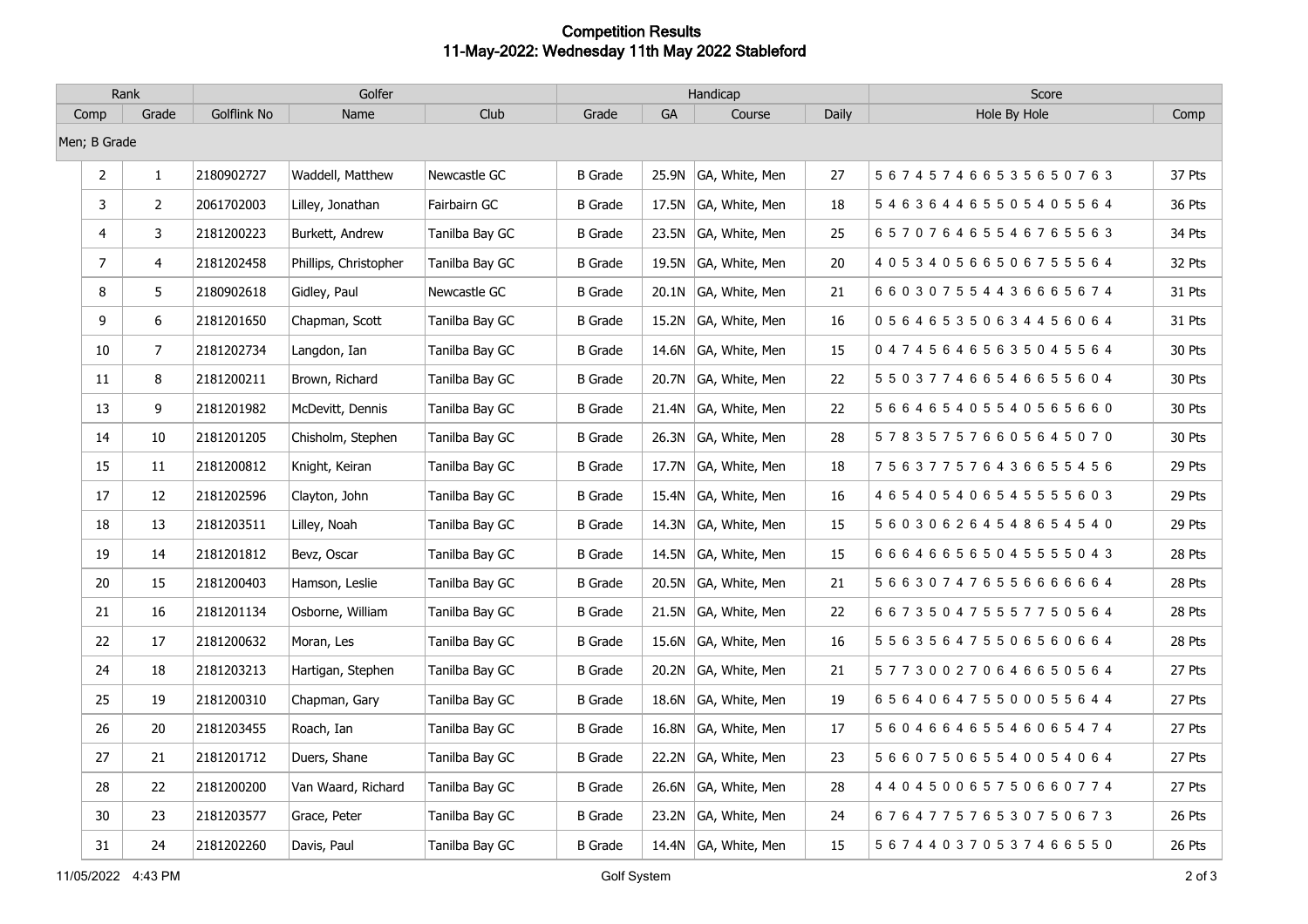# Competition Results
## 11-May-2022: Wednesday 11th May 2022 Stableford

| Rank | | Golfer | | | Handicap | | | | Score | |
|---|---|---|---|---|---|---|---|---|---|---|
| Comp | Grade | Golflink No | Name | Club | Grade | GA | Course | Daily | Hole By Hole | Comp |
| Men; B Grade | | | | | | | | | | |
| 2 | 1 | 2180902727 | Waddell, Matthew | Newcastle GC | B Grade | 25.9N | GA, White, Men | 27 | 5 6 7 4 5 7 4 6 6 5 3 5 6 5 0 7 6 3 | 37 Pts |
| 3 | 2 | 2061702003 | Lilley, Jonathan | Fairbairn GC | B Grade | 17.5N | GA, White, Men | 18 | 5 4 6 3 6 4 4 6 5 5 0 5 4 0 5 5 6 4 | 36 Pts |
| 4 | 3 | 2181200223 | Burkett, Andrew | Tanilba Bay GC | B Grade | 23.5N | GA, White, Men | 25 | 6 5 7 0 7 6 4 6 5 5 4 6 7 6 5 5 6 3 | 34 Pts |
| 7 | 4 | 2181202458 | Phillips, Christopher | Tanilba Bay GC | B Grade | 19.5N | GA, White, Men | 20 | 4 0 5 3 4 0 5 6 6 5 0 6 7 5 5 5 6 4 | 32 Pts |
| 8 | 5 | 2180902618 | Gidley, Paul | Newcastle GC | B Grade | 20.1N | GA, White, Men | 21 | 6 6 0 3 0 7 5 5 4 4 3 6 6 6 5 6 7 4 | 31 Pts |
| 9 | 6 | 2181201650 | Chapman, Scott | Tanilba Bay GC | B Grade | 15.2N | GA, White, Men | 16 | 0 5 6 4 6 5 3 5 0 6 3 4 4 5 6 0 6 4 | 31 Pts |
| 10 | 7 | 2181202734 | Langdon, Ian | Tanilba Bay GC | B Grade | 14.6N | GA, White, Men | 15 | 0 4 7 4 5 6 4 6 5 6 3 5 0 4 5 5 6 4 | 30 Pts |
| 11 | 8 | 2181200211 | Brown, Richard | Tanilba Bay GC | B Grade | 20.7N | GA, White, Men | 22 | 5 5 0 3 7 7 4 6 6 5 4 6 6 5 5 6 0 4 | 30 Pts |
| 13 | 9 | 2181201982 | McDevitt, Dennis | Tanilba Bay GC | B Grade | 21.4N | GA, White, Men | 22 | 5 6 6 4 6 5 4 0 5 5 4 0 5 6 5 6 6 0 | 30 Pts |
| 14 | 10 | 2181201205 | Chisholm, Stephen | Tanilba Bay GC | B Grade | 26.3N | GA, White, Men | 28 | 5 7 8 3 5 7 5 7 6 6 0 5 6 4 5 0 7 0 | 30 Pts |
| 15 | 11 | 2181200812 | Knight, Keiran | Tanilba Bay GC | B Grade | 17.7N | GA, White, Men | 18 | 7 5 6 3 7 7 5 7 6 4 3 6 6 5 5 4 5 6 | 29 Pts |
| 17 | 12 | 2181202596 | Clayton, John | Tanilba Bay GC | B Grade | 15.4N | GA, White, Men | 16 | 4 6 5 4 0 5 4 0 6 5 4 5 5 5 5 6 0 3 | 29 Pts |
| 18 | 13 | 2181203511 | Lilley, Noah | Tanilba Bay GC | B Grade | 14.3N | GA, White, Men | 15 | 5 6 0 3 0 6 2 6 4 5 4 8 6 5 4 5 4 0 | 29 Pts |
| 19 | 14 | 2181201812 | Bevz, Oscar | Tanilba Bay GC | B Grade | 14.5N | GA, White, Men | 15 | 6 6 6 4 6 6 5 6 5 0 4 5 5 5 5 0 4 3 | 28 Pts |
| 20 | 15 | 2181200403 | Hamson, Leslie | Tanilba Bay GC | B Grade | 20.5N | GA, White, Men | 21 | 5 6 6 3 0 7 4 7 6 5 5 6 6 6 6 6 6 4 | 28 Pts |
| 21 | 16 | 2181201134 | Osborne, William | Tanilba Bay GC | B Grade | 21.5N | GA, White, Men | 22 | 6 6 7 3 5 0 4 7 5 5 5 7 7 5 0 5 6 4 | 28 Pts |
| 22 | 17 | 2181200632 | Moran, Les | Tanilba Bay GC | B Grade | 15.6N | GA, White, Men | 16 | 5 5 6 3 5 6 4 7 5 5 0 6 5 6 0 6 6 4 | 28 Pts |
| 24 | 18 | 2181203213 | Hartigan, Stephen | Tanilba Bay GC | B Grade | 20.2N | GA, White, Men | 21 | 5 7 7 3 0 0 2 7 0 6 4 6 6 5 0 5 6 4 | 27 Pts |
| 25 | 19 | 2181200310 | Chapman, Gary | Tanilba Bay GC | B Grade | 18.6N | GA, White, Men | 19 | 6 5 6 4 0 6 4 7 5 5 0 0 0 5 5 6 4 4 | 27 Pts |
| 26 | 20 | 2181203455 | Roach, Ian | Tanilba Bay GC | B Grade | 16.8N | GA, White, Men | 17 | 5 6 0 4 6 6 4 6 5 5 4 6 0 6 5 4 7 4 | 27 Pts |
| 27 | 21 | 2181201712 | Duers, Shane | Tanilba Bay GC | B Grade | 22.2N | GA, White, Men | 23 | 5 6 6 0 7 5 0 6 5 5 4 0 0 5 4 0 6 4 | 27 Pts |
| 28 | 22 | 2181200200 | Van Waard, Richard | Tanilba Bay GC | B Grade | 26.6N | GA, White, Men | 28 | 4 4 0 4 5 0 0 6 5 7 5 0 6 6 0 7 7 4 | 27 Pts |
| 30 | 23 | 2181203577 | Grace, Peter | Tanilba Bay GC | B Grade | 23.2N | GA, White, Men | 24 | 6 7 6 4 7 7 5 7 6 5 3 0 7 5 0 6 7 3 | 26 Pts |
| 31 | 24 | 2181202260 | Davis, Paul | Tanilba Bay GC | B Grade | 14.4N | GA, White, Men | 15 | 5 6 7 4 4 0 3 7 0 5 3 7 4 6 6 5 5 0 | 26 Pts |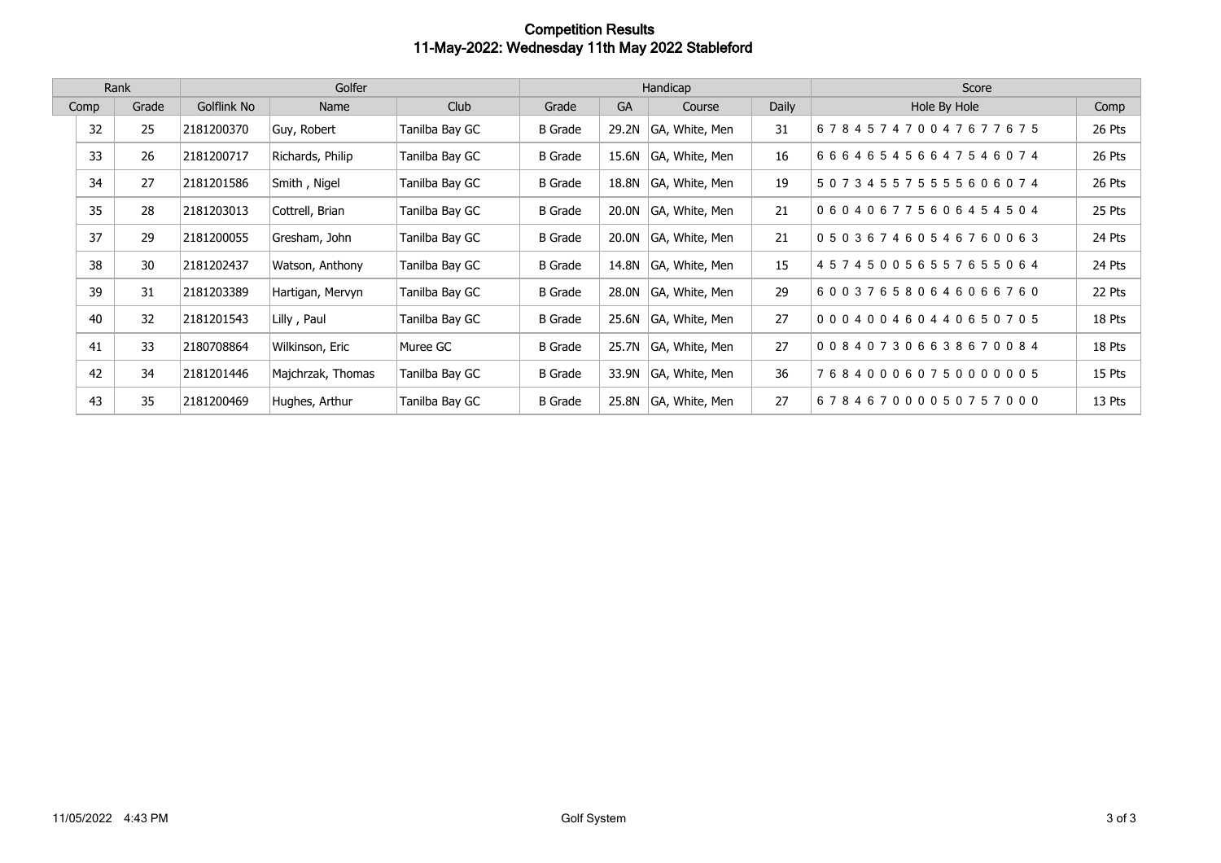# Competition Results
## 11-May-2022: Wednesday 11th May 2022 Stableford

| Rank | | Golfer | | | Handicap | | | | Score | |
|---|---|---|---|---|---|---|---|---|---|---|
| Comp | Grade | Golflink No | Name | Club | Grade | GA | Course | Daily | Hole By Hole | Comp |
| 32 | 25 | 2181200370 | Guy, Robert | Tanilba Bay GC | B Grade | 29.2N | GA, White, Men | 31 | 6 7 8 4 5 7 4 7 0 0 4 7 6 7 7 6 7 5 | 26 Pts |
| 33 | 26 | 2181200717 | Richards, Philip | Tanilba Bay GC | B Grade | 15.6N | GA, White, Men | 16 | 6 6 6 4 6 5 4 5 6 6 4 7 5 4 6 0 7 4 | 26 Pts |
| 34 | 27 | 2181201586 | Smith , Nigel | Tanilba Bay GC | B Grade | 18.8N | GA, White, Men | 19 | 5 0 7 3 4 5 5 7 5 5 5 5 6 0 6 0 7 4 | 26 Pts |
| 35 | 28 | 2181203013 | Cottrell, Brian | Tanilba Bay GC | B Grade | 20.0N | GA, White, Men | 21 | 0 6 0 4 0 6 7 7 5 6 0 6 4 5 4 5 0 4 | 25 Pts |
| 37 | 29 | 2181200055 | Gresham, John | Tanilba Bay GC | B Grade | 20.0N | GA, White, Men | 21 | 0 5 0 3 6 7 4 6 0 5 4 6 7 6 0 0 6 3 | 24 Pts |
| 38 | 30 | 2181202437 | Watson, Anthony | Tanilba Bay GC | B Grade | 14.8N | GA, White, Men | 15 | 4 5 7 4 5 0 0 5 6 5 5 7 6 5 5 0 6 4 | 24 Pts |
| 39 | 31 | 2181203389 | Hartigan, Mervyn | Tanilba Bay GC | B Grade | 28.0N | GA, White, Men | 29 | 6 0 0 3 7 6 5 8 0 6 4 6 0 6 6 7 6 0 | 22 Pts |
| 40 | 32 | 2181201543 | Lilly , Paul | Tanilba Bay GC | B Grade | 25.6N | GA, White, Men | 27 | 0 0 0 4 0 0 4 6 0 4 4 0 6 5 0 7 0 5 | 18 Pts |
| 41 | 33 | 2180708864 | Wilkinson, Eric | Muree GC | B Grade | 25.7N | GA, White, Men | 27 | 0 0 8 4 0 7 3 0 6 6 3 8 6 7 0 0 8 4 | 18 Pts |
| 42 | 34 | 2181201446 | Majchrzak, Thomas | Tanilba Bay GC | B Grade | 33.9N | GA, White, Men | 36 | 7 6 8 4 0 0 0 6 0 7 5 0 0 0 0 0 0 5 | 15 Pts |
| 43 | 35 | 2181200469 | Hughes, Arthur | Tanilba Bay GC | B Grade | 25.8N | GA, White, Men | 27 | 6 7 8 4 6 7 0 0 0 0 5 0 7 5 7 0 0 0 | 13 Pts |

11/05/2022 4:43 PM

Golf System